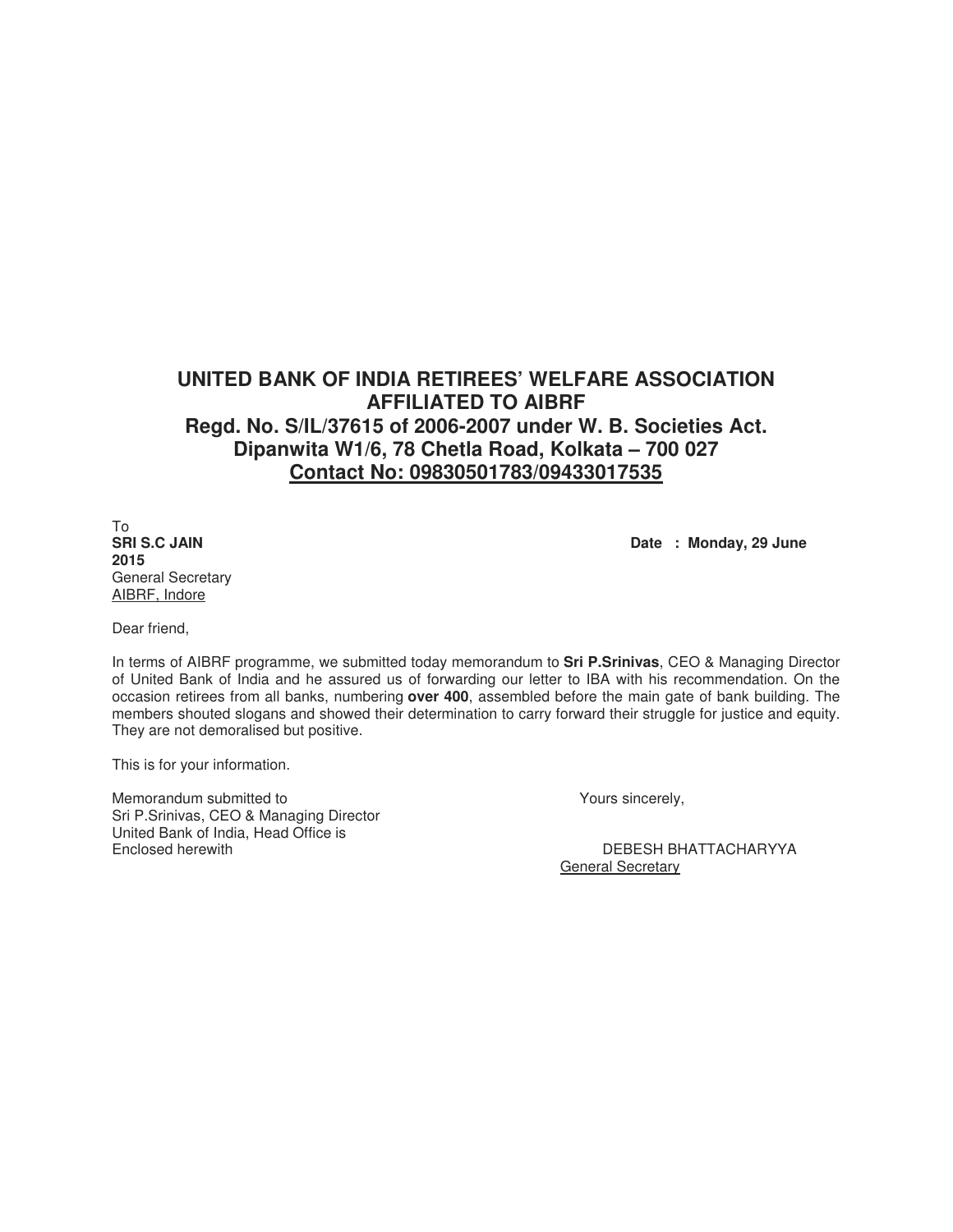**UNITED BANK OF INDIA RETIREES' WELFARE ASSOCIATION**
**AFFILIATED TO AIBRF**
**Regd. No. S/IL/37615 of 2006-2007 under W. B. Societies Act.**
**Dipanwita W1/6, 78 Chetla Road, Kolkata – 700 027**
**Contact No: 09830501783/09433017535**

To
**SRI S.C JAIN**
General Secretary
AIBRF, Indore

**Date : Monday, 29 June 2015**

Dear friend,

In terms of AIBRF programme, we submitted today memorandum to **Sri P.Srinivas**, CEO & Managing Director of United Bank of India and he assured us of forwarding our letter to IBA with his recommendation. On the occasion retirees from all banks, numbering **over 400**, assembled before the main gate of bank building. The members shouted slogans and showed their determination to carry forward their struggle for justice and equity. They are not demoralised but positive.

This is for your information.

Memorandum submitted to
Sri P.Srinivas, CEO & Managing Director
United Bank of India, Head Office is
Enclosed herewith

Yours sincerely,

DEBESH BHATTACHARYYA
General Secretary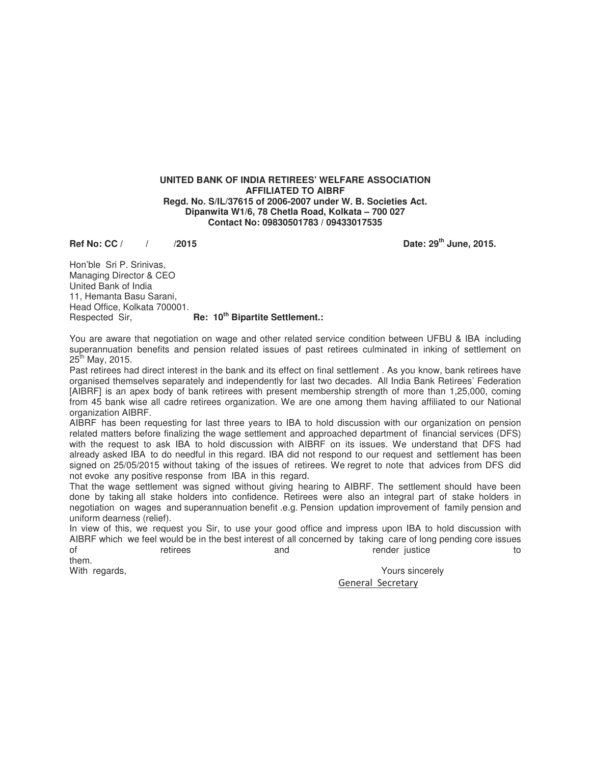**UNITED BANK OF INDIA RETIREES' WELFARE ASSOCIATION**
**AFFILIATED TO AIBRF**
**Regd. No. S/IL/37615 of 2006-2007 under W. B. Societies Act.**
**Dipanwita W1/6, 78 Chetla Road, Kolkata – 700 027**
**Contact No: 09830501783 / 09433017535**

**Ref No: CC / / /2015** **Date: 29th June, 2015.**

Hon'ble Sri P. Srinivas,
Managing Director & CEO
United Bank of India
11, Hemanta Basu Sarani,
Head Office, Kolkata 700001.
Respected Sir, **Re: 10th Bipartite Settlement.:**

You are aware that negotiation on wage and other related service condition between UFBU & IBA including superannuation benefits and pension related issues of past retirees culminated in inking of settlement on 25th May, 2015.

Past retirees had direct interest in the bank and its effect on final settlement . As you know, bank retirees have organised themselves separately and independently for last two decades. All India Bank Retirees' Federation [AIBRF] is an apex body of bank retirees with present membership strength of more than 1,25,000, coming from 45 bank wise all cadre retirees organization. We are one among them having affiliated to our National organization AIBRF.

AIBRF has been requesting for last three years to IBA to hold discussion with our organization on pension related matters before finalizing the wage settlement and approached department of financial services (DFS) with the request to ask IBA to hold discussion with AIBRF on its issues. We understand that DFS had already asked IBA to do needful in this regard. IBA did not respond to our request and settlement has been signed on 25/05/2015 without taking of the issues of retirees. We regret to note that advices from DFS did not evoke any positive response from IBA in this regard.

That the wage settlement was signed without giving hearing to AIBRF. The settlement should have been done by taking all stake holders into confidence. Retirees were also an integral part of stake holders in negotiation on wages and superannuation benefit .e.g. Pension updation improvement of family pension and uniform dearness (relief).

In view of this, we request you Sir, to use your good office and impress upon IBA to hold discussion with AIBRF which we feel would be in the best interest of all concerned by taking care of long pending core issues of retirees and render justice to them.

With regards,

Yours sincerely

General Secretary